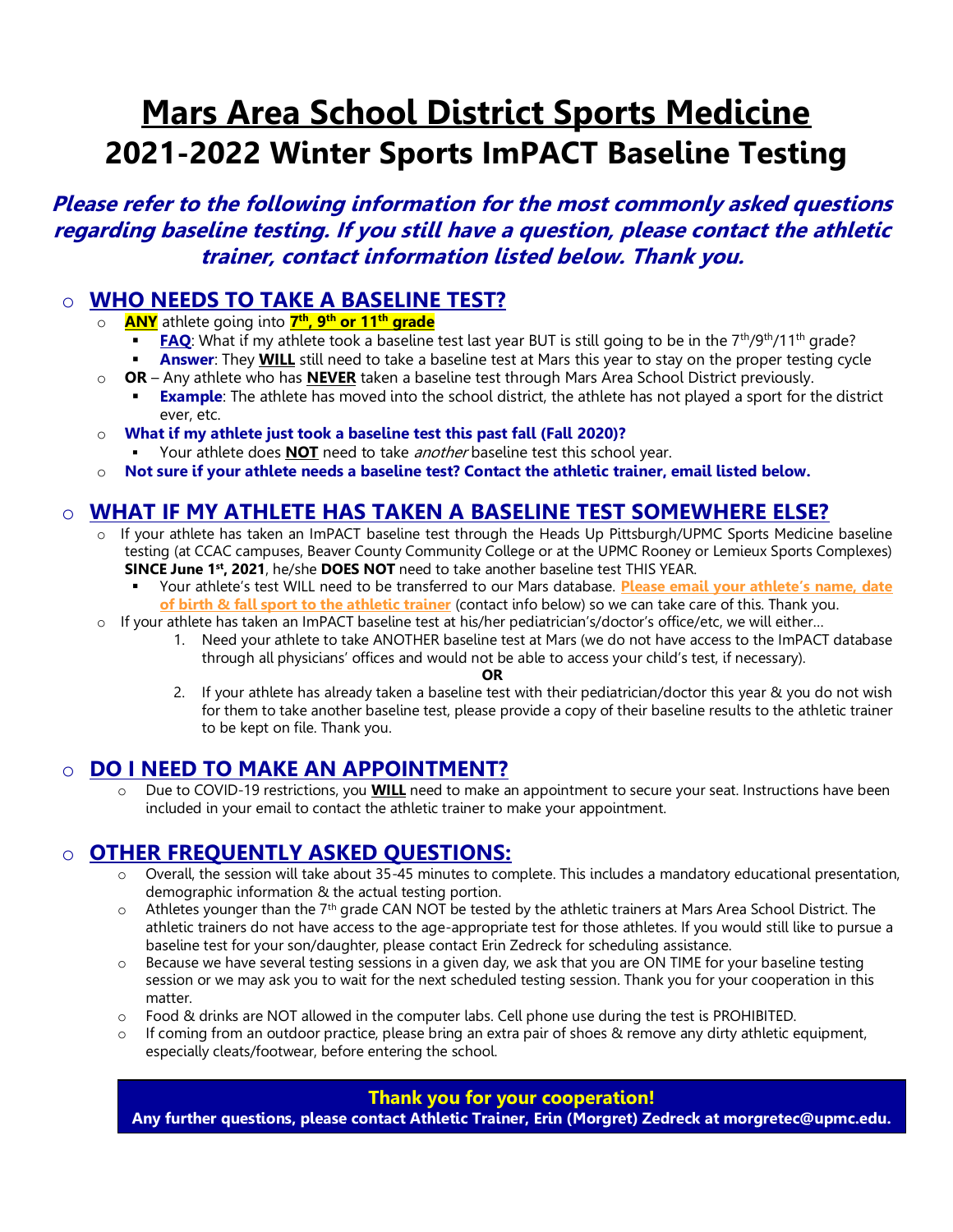# Mars Area School District Sports Medicine

# 2021-2022 Winter Sports ImPACT Baseline Testing

***Please refer to the following information for the most commonly asked questions regarding baseline testing. If you still have a question, please contact the athletic trainer, contact information listed below. Thank you.***

- ## WHO NEEDS TO TAKE A BASELINE TEST?
  - **ANY** athlete going into **7th, 9th or 11th grade**
    - **FAQ**: What if my athlete took a baseline test last year BUT is still going to be in the 7th/9th/11th grade?
    - **Answer**: They **WILL** still need to take a baseline test at Mars this year to stay on the proper testing cycle
  - **OR** – Any athlete who has **NEVER** taken a baseline test through Mars Area School District previously.
    - **Example**: The athlete has moved into the school district, the athlete has not played a sport for the district ever, etc.
  - **What if my athlete just took a baseline test this past fall (Fall 2020)?**
    - Your athlete does **NOT** need to take *another* baseline test this school year.
  - **Not sure if your athlete needs a baseline test? Contact the athletic trainer, email listed below.**

- ## WHAT IF MY ATHLETE HAS TAKEN A BASELINE TEST SOMEWHERE ELSE?
  - If your athlete has taken an ImPACT baseline test through the Heads Up Pittsburgh/UPMC Sports Medicine baseline testing (at CCAC campuses, Beaver County Community College or at the UPMC Rooney or Lemieux Sports Complexes) **SINCE June 1st, 2021**, he/she **DOES NOT** need to take another baseline test THIS YEAR.
    - Your athlete's test WILL need to be transferred to our Mars database. **Please email your athlete's name, date of birth & fall sport to the athletic trainer** (contact info below) so we can take care of this. Thank you.
  - If your athlete has taken an ImPACT baseline test at his/her pediatrician's/doctor's office/etc, we will either…
    1. Need your athlete to take ANOTHER baseline test at Mars (we do not have access to the ImPACT database through all physicians' offices and would not be able to access your child's test, if necessary).

       **OR**
    2. If your athlete has already taken a baseline test with their pediatrician/doctor this year & you do not wish for them to take another baseline test, please provide a copy of their baseline results to the athletic trainer to be kept on file. Thank you.

- ## DO I NEED TO MAKE AN APPOINTMENT?
  - Due to COVID-19 restrictions, you **WILL** need to make an appointment to secure your seat. Instructions have been included in your email to contact the athletic trainer to make your appointment.

- ## OTHER FREQUENTLY ASKED QUESTIONS:
  - Overall, the session will take about 35-45 minutes to complete. This includes a mandatory educational presentation, demographic information & the actual testing portion.
  - Athletes younger than the 7th grade CAN NOT be tested by the athletic trainers at Mars Area School District. The athletic trainers do not have access to the age-appropriate test for those athletes. If you would still like to pursue a baseline test for your son/daughter, please contact Erin Zedreck for scheduling assistance.
  - Because we have several testing sessions in a given day, we ask that you are ON TIME for your baseline testing session or we may ask you to wait for the next scheduled testing session. Thank you for your cooperation in this matter.
  - Food & drinks are NOT allowed in the computer labs. Cell phone use during the test is PROHIBITED.
  - If coming from an outdoor practice, please bring an extra pair of shoes & remove any dirty athletic equipment, especially cleats/footwear, before entering the school.

**Thank you for your cooperation!**

**Any further questions, please contact Athletic Trainer, Erin (Morgret) Zedreck at morgretec@upmc.edu.**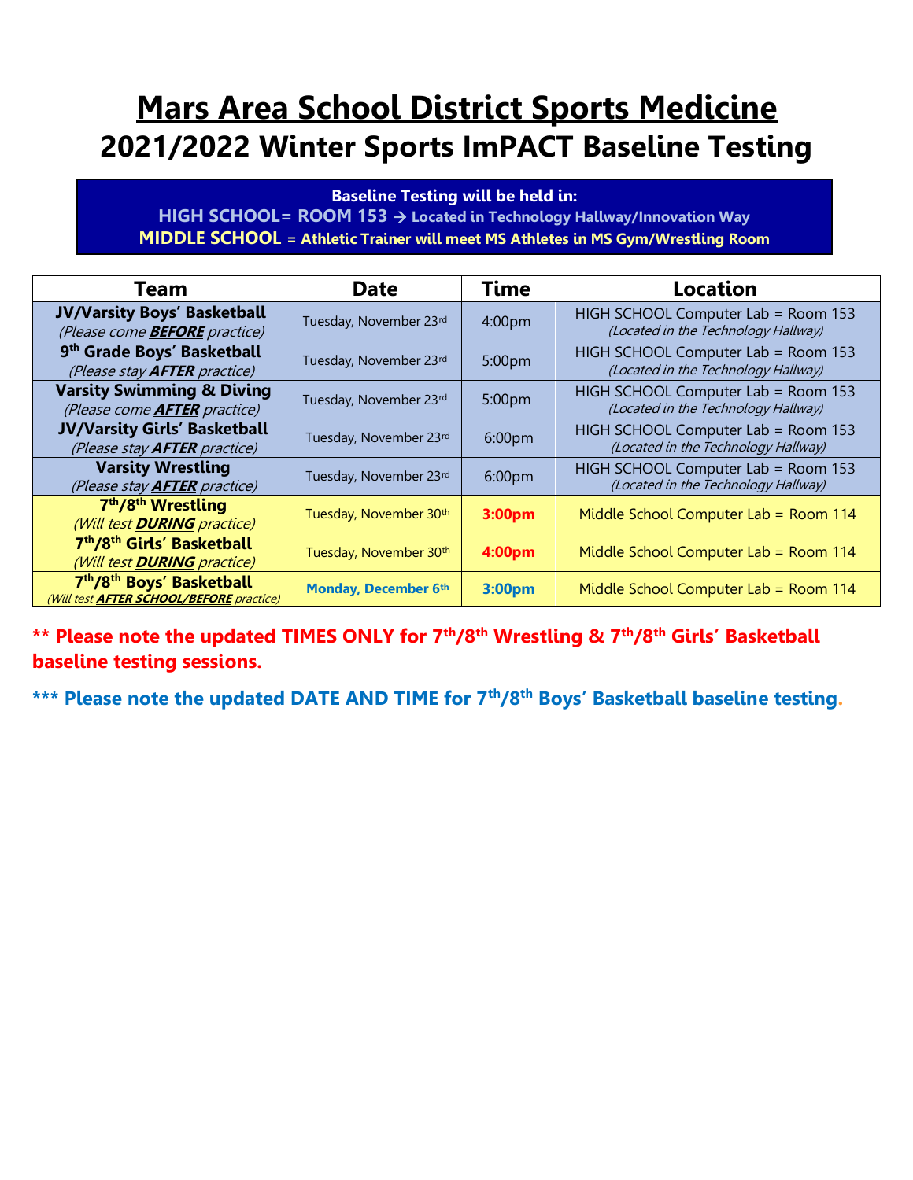# Mars Area School District Sports Medicine

## 2021/2022 Winter Sports ImPACT Baseline Testing

**Baseline Testing will be held in:**
**HIGH SCHOOL= ROOM 153 → Located in Technology Hallway/Innovation Way**
**MIDDLE SCHOOL = Athletic Trainer will meet MS Athletes in MS Gym/Wrestling Room**

| Team | Date | Time | Location |
|---|---|---|---|
| **JV/Varsity Boys' Basketball** *(Please come **BEFORE** practice)* | Tuesday, November 23rd | 4:00pm | HIGH SCHOOL Computer Lab = Room 153 *(Located in the Technology Hallway)* |
| **9th Grade Boys' Basketball** *(Please stay **AFTER** practice)* | Tuesday, November 23rd | 5:00pm | HIGH SCHOOL Computer Lab = Room 153 *(Located in the Technology Hallway)* |
| **Varsity Swimming & Diving** *(Please come **AFTER** practice)* | Tuesday, November 23rd | 5:00pm | HIGH SCHOOL Computer Lab = Room 153 *(Located in the Technology Hallway)* |
| **JV/Varsity Girls' Basketball** *(Please stay **AFTER** practice)* | Tuesday, November 23rd | 6:00pm | HIGH SCHOOL Computer Lab = Room 153 *(Located in the Technology Hallway)* |
| **Varsity Wrestling** *(Please stay **AFTER** practice)* | Tuesday, November 23rd | 6:00pm | HIGH SCHOOL Computer Lab = Room 153 *(Located in the Technology Hallway)* |
| **7th/8th Wrestling** *(Will test **DURING** practice)* | Tuesday, November 30th | **3:00pm** | Middle School Computer Lab = Room 114 |
| **7th/8th Girls' Basketball** *(Will test **DURING** practice)* | Tuesday, November 30th | **4:00pm** | Middle School Computer Lab = Room 114 |
| **7th/8th Boys' Basketball** *(Will test **AFTER SCHOOL/BEFORE** practice)* | **Monday, December 6th** | **3:00pm** | Middle School Computer Lab = Room 114 |

**\*\* Please note the updated TIMES ONLY for 7th/8th Wrestling & 7th/8th Girls' Basketball baseline testing sessions.**

**\*\*\* Please note the updated DATE AND TIME for 7th/8th Boys' Basketball baseline testing.**